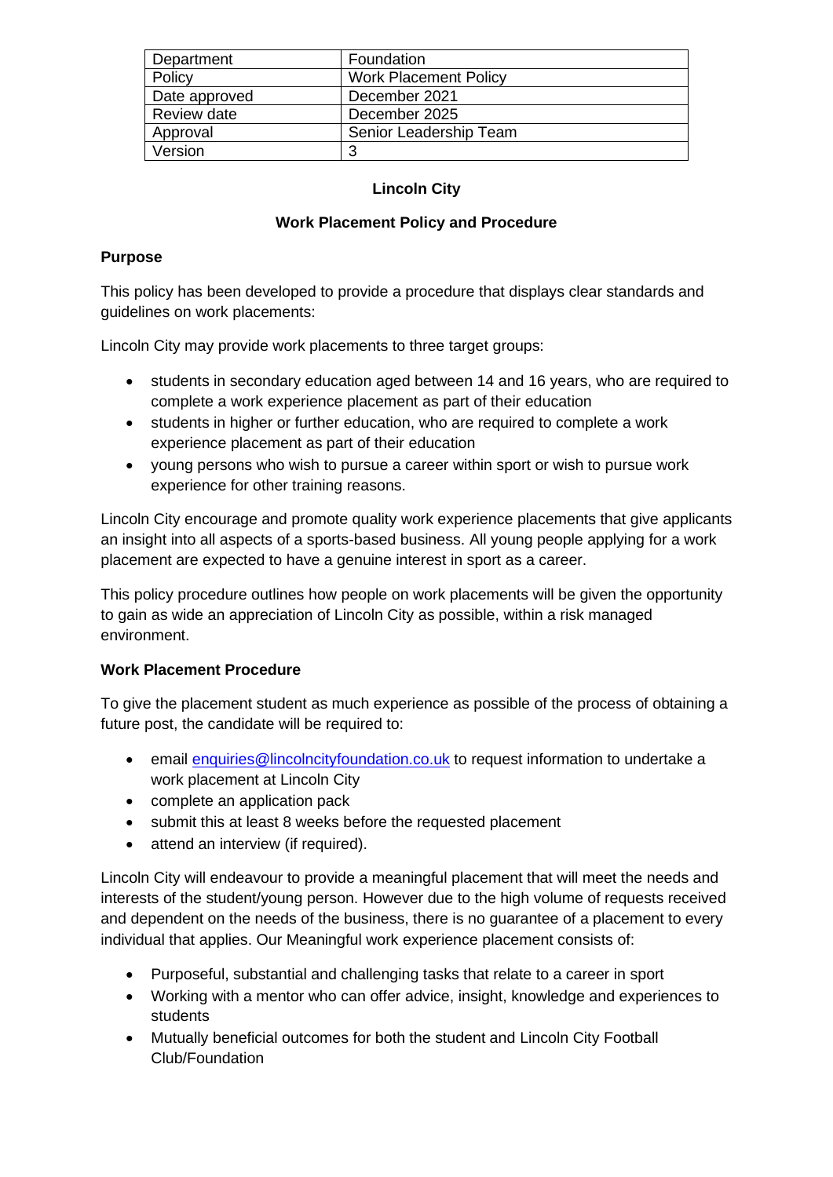| Department | Foundation |
| --- | --- |
| Policy | Work Placement Policy |
| Date approved | December 2021 |
| Review date | December 2025 |
| Approval | Senior Leadership Team |
| Version | 3 |

# Lincoln City

## Work Placement Policy and Procedure

### Purpose

This policy has been developed to provide a procedure that displays clear standards and guidelines on work placements:

Lincoln City may provide work placements to three target groups:

- students in secondary education aged between 14 and 16 years, who are required to complete a work experience placement as part of their education
- students in higher or further education, who are required to complete a work experience placement as part of their education
- young persons who wish to pursue a career within sport or wish to pursue work experience for other training reasons.

Lincoln City encourage and promote quality work experience placements that give applicants an insight into all aspects of a sports-based business. All young people applying for a work placement are expected to have a genuine interest in sport as a career.

This policy procedure outlines how people on work placements will be given the opportunity to gain as wide an appreciation of Lincoln City as possible, within a risk managed environment.

### Work Placement Procedure

To give the placement student as much experience as possible of the process of obtaining a future post, the candidate will be required to:

- email enquiries@lincolncityfoundation.co.uk to request information to undertake a work placement at Lincoln City
- complete an application pack
- submit this at least 8 weeks before the requested placement
- attend an interview (if required).

Lincoln City will endeavour to provide a meaningful placement that will meet the needs and interests of the student/young person. However due to the high volume of requests received and dependent on the needs of the business, there is no guarantee of a placement to every individual that applies. Our Meaningful work experience placement consists of:

- Purposeful, substantial and challenging tasks that relate to a career in sport
- Working with a mentor who can offer advice, insight, knowledge and experiences to students
- Mutually beneficial outcomes for both the student and Lincoln City Football Club/Foundation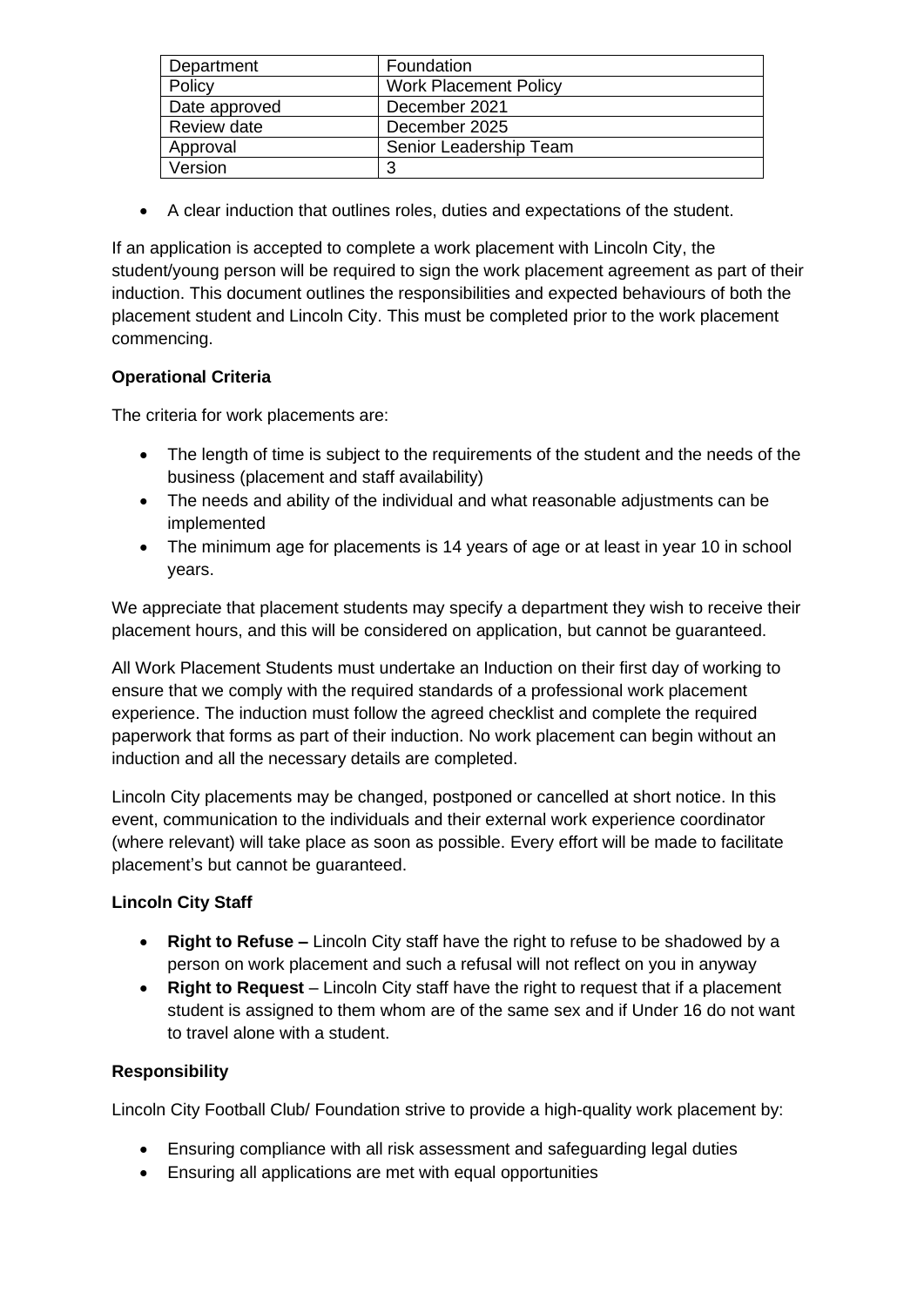| Department | Foundation |
|---|---|
| Policy | Work Placement Policy |
| Date approved | December 2021 |
| Review date | December 2025 |
| Approval | Senior Leadership Team |
| Version | 3 |

- A clear induction that outlines roles, duties and expectations of the student.

If an application is accepted to complete a work placement with Lincoln City, the student/young person will be required to sign the work placement agreement as part of their induction. This document outlines the responsibilities and expected behaviours of both the placement student and Lincoln City. This must be completed prior to the work placement commencing.

**Operational Criteria**

The criteria for work placements are:

- The length of time is subject to the requirements of the student and the needs of the business (placement and staff availability)
- The needs and ability of the individual and what reasonable adjustments can be implemented
- The minimum age for placements is 14 years of age or at least in year 10 in school years.

We appreciate that placement students may specify a department they wish to receive their placement hours, and this will be considered on application, but cannot be guaranteed.

All Work Placement Students must undertake an Induction on their first day of working to ensure that we comply with the required standards of a professional work placement experience. The induction must follow the agreed checklist and complete the required paperwork that forms as part of their induction. No work placement can begin without an induction and all the necessary details are completed.

Lincoln City placements may be changed, postponed or cancelled at short notice. In this event, communication to the individuals and their external work experience coordinator (where relevant) will take place as soon as possible. Every effort will be made to facilitate placement's but cannot be guaranteed.

**Lincoln City Staff**

- **Right to Refuse –** Lincoln City staff have the right to refuse to be shadowed by a person on work placement and such a refusal will not reflect on you in anyway
- **Right to Request** – Lincoln City staff have the right to request that if a placement student is assigned to them whom are of the same sex and if Under 16 do not want to travel alone with a student.

**Responsibility**

Lincoln City Football Club/ Foundation strive to provide a high-quality work placement by:

- Ensuring compliance with all risk assessment and safeguarding legal duties
- Ensuring all applications are met with equal opportunities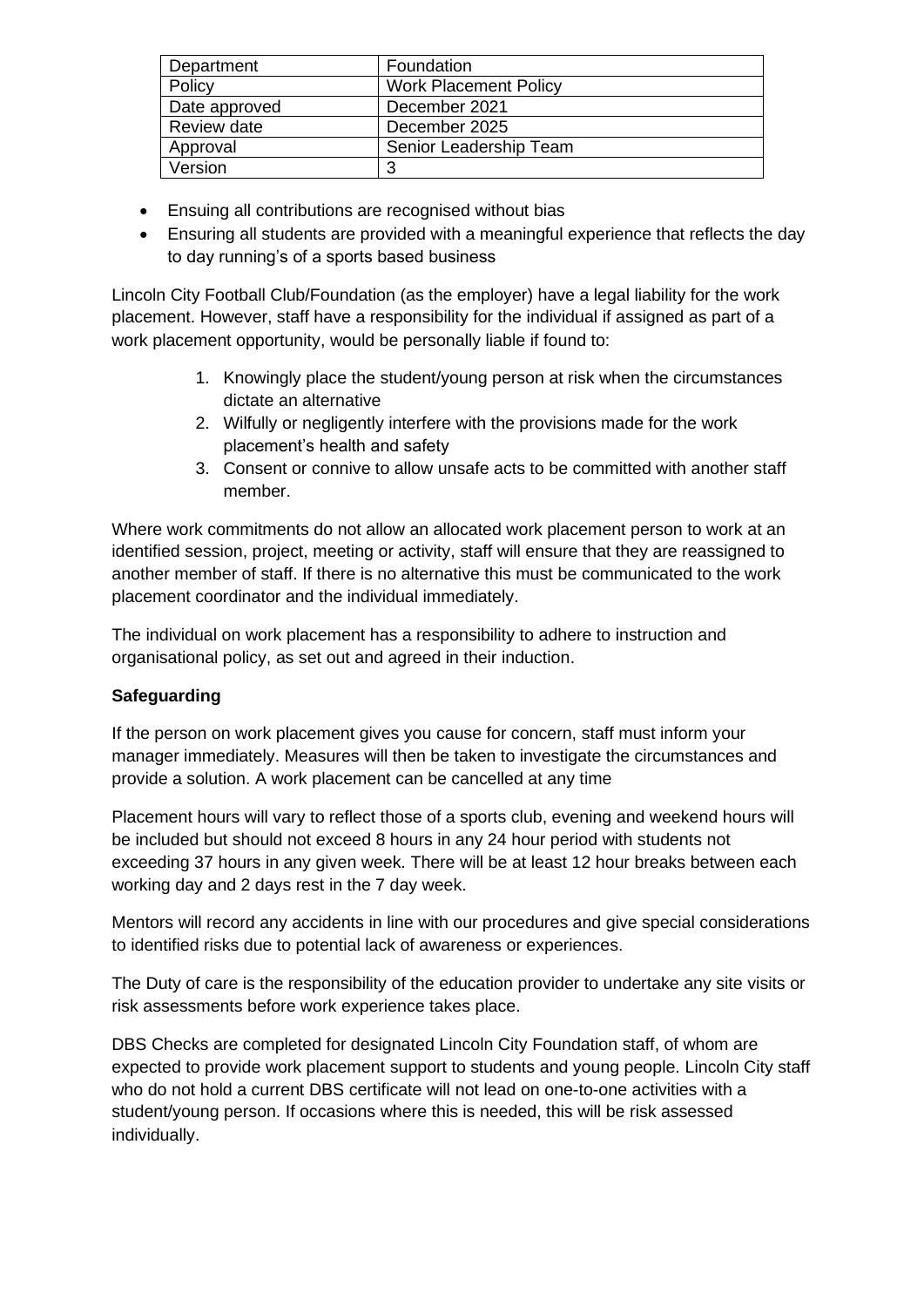| Department | Foundation |
|---|---|
| Policy | Work Placement Policy |
| Date approved | December 2021 |
| Review date | December 2025 |
| Approval | Senior Leadership Team |
| Version | 3 |

- Ensuing all contributions are recognised without bias
- Ensuring all students are provided with a meaningful experience that reflects the day to day running's of a sports based business

Lincoln City Football Club/Foundation (as the employer) have a legal liability for the work placement. However, staff have a responsibility for the individual if assigned as part of a work placement opportunity, would be personally liable if found to:

1. Knowingly place the student/young person at risk when the circumstances dictate an alternative
2. Wilfully or negligently interfere with the provisions made for the work placement's health and safety
3. Consent or connive to allow unsafe acts to be committed with another staff member.

Where work commitments do not allow an allocated work placement person to work at an identified session, project, meeting or activity, staff will ensure that they are reassigned to another member of staff. If there is no alternative this must be communicated to the work placement coordinator and the individual immediately.

The individual on work placement has a responsibility to adhere to instruction and organisational policy, as set out and agreed in their induction.

**Safeguarding**

If the person on work placement gives you cause for concern, staff must inform your manager immediately. Measures will then be taken to investigate the circumstances and provide a solution. A work placement can be cancelled at any time

Placement hours will vary to reflect those of a sports club, evening and weekend hours will be included but should not exceed 8 hours in any 24 hour period with students not exceeding 37 hours in any given week. There will be at least 12 hour breaks between each working day and 2 days rest in the 7 day week.

Mentors will record any accidents in line with our procedures and give special considerations to identified risks due to potential lack of awareness or experiences.

The Duty of care is the responsibility of the education provider to undertake any site visits or risk assessments before work experience takes place.

DBS Checks are completed for designated Lincoln City Foundation staff, of whom are expected to provide work placement support to students and young people. Lincoln City staff who do not hold a current DBS certificate will not lead on one-to-one activities with a student/young person. If occasions where this is needed, this will be risk assessed individually.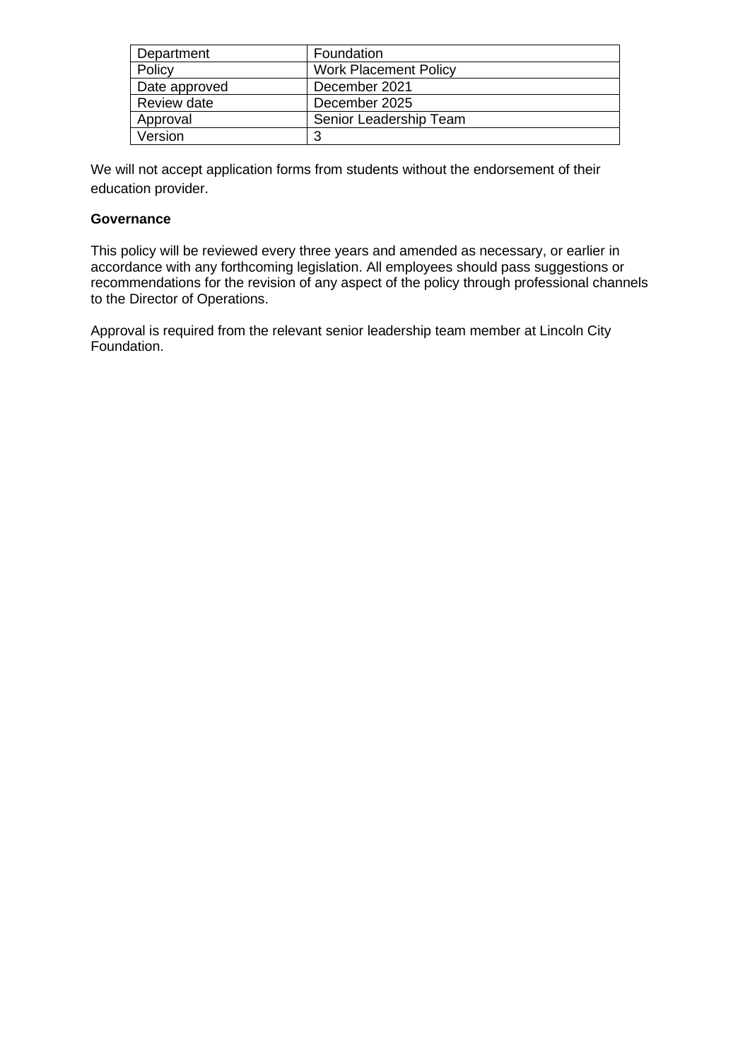| | |
|---|---|
| Department | Foundation |
| Policy | Work Placement Policy |
| Date approved | December 2021 |
| Review date | December 2025 |
| Approval | Senior Leadership Team |
| Version | 3 |

We will not accept application forms from students without the endorsement of their education provider.

**Governance**

This policy will be reviewed every three years and amended as necessary, or earlier in accordance with any forthcoming legislation. All employees should pass suggestions or recommendations for the revision of any aspect of the policy through professional channels to the Director of Operations.

Approval is required from the relevant senior leadership team member at Lincoln City Foundation.